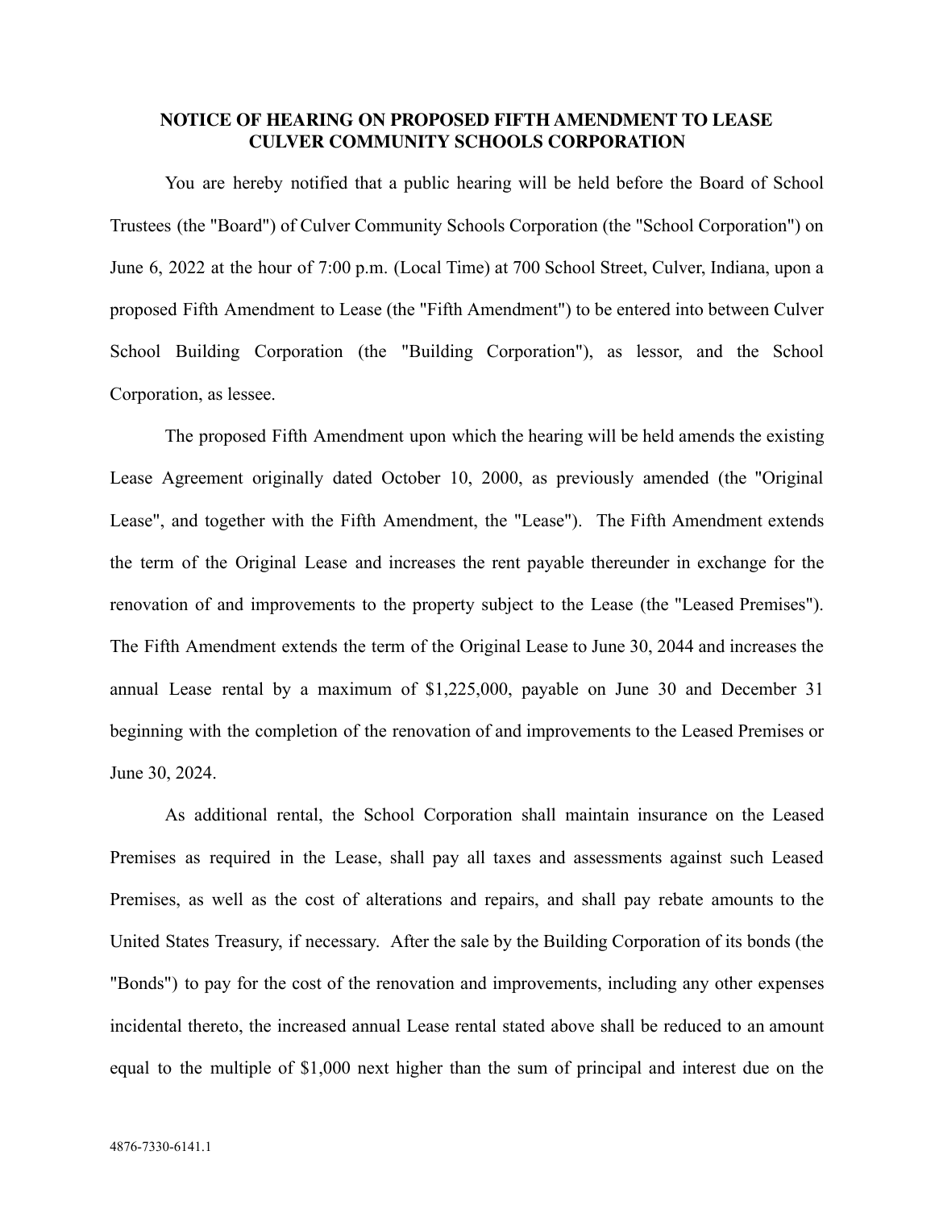**NOTICE OF HEARING ON PROPOSED FIFTH AMENDMENT TO LEASE CULVER COMMUNITY SCHOOLS CORPORATION**

You are hereby notified that a public hearing will be held before the Board of School Trustees (the "Board") of Culver Community Schools Corporation (the "School Corporation") on June 6, 2022 at the hour of 7:00 p.m. (Local Time) at 700 School Street, Culver, Indiana, upon a proposed Fifth Amendment to Lease (the "Fifth Amendment") to be entered into between Culver School Building Corporation (the "Building Corporation"), as lessor, and the School Corporation, as lessee.

The proposed Fifth Amendment upon which the hearing will be held amends the existing Lease Agreement originally dated October 10, 2000, as previously amended (the "Original Lease", and together with the Fifth Amendment, the "Lease"). The Fifth Amendment extends the term of the Original Lease and increases the rent payable thereunder in exchange for the renovation of and improvements to the property subject to the Lease (the "Leased Premises"). The Fifth Amendment extends the term of the Original Lease to June 30, 2044 and increases the annual Lease rental by a maximum of $1,225,000, payable on June 30 and December 31 beginning with the completion of the renovation of and improvements to the Leased Premises or June 30, 2024.

As additional rental, the School Corporation shall maintain insurance on the Leased Premises as required in the Lease, shall pay all taxes and assessments against such Leased Premises, as well as the cost of alterations and repairs, and shall pay rebate amounts to the United States Treasury, if necessary. After the sale by the Building Corporation of its bonds (the "Bonds") to pay for the cost of the renovation and improvements, including any other expenses incidental thereto, the increased annual Lease rental stated above shall be reduced to an amount equal to the multiple of $1,000 next higher than the sum of principal and interest due on the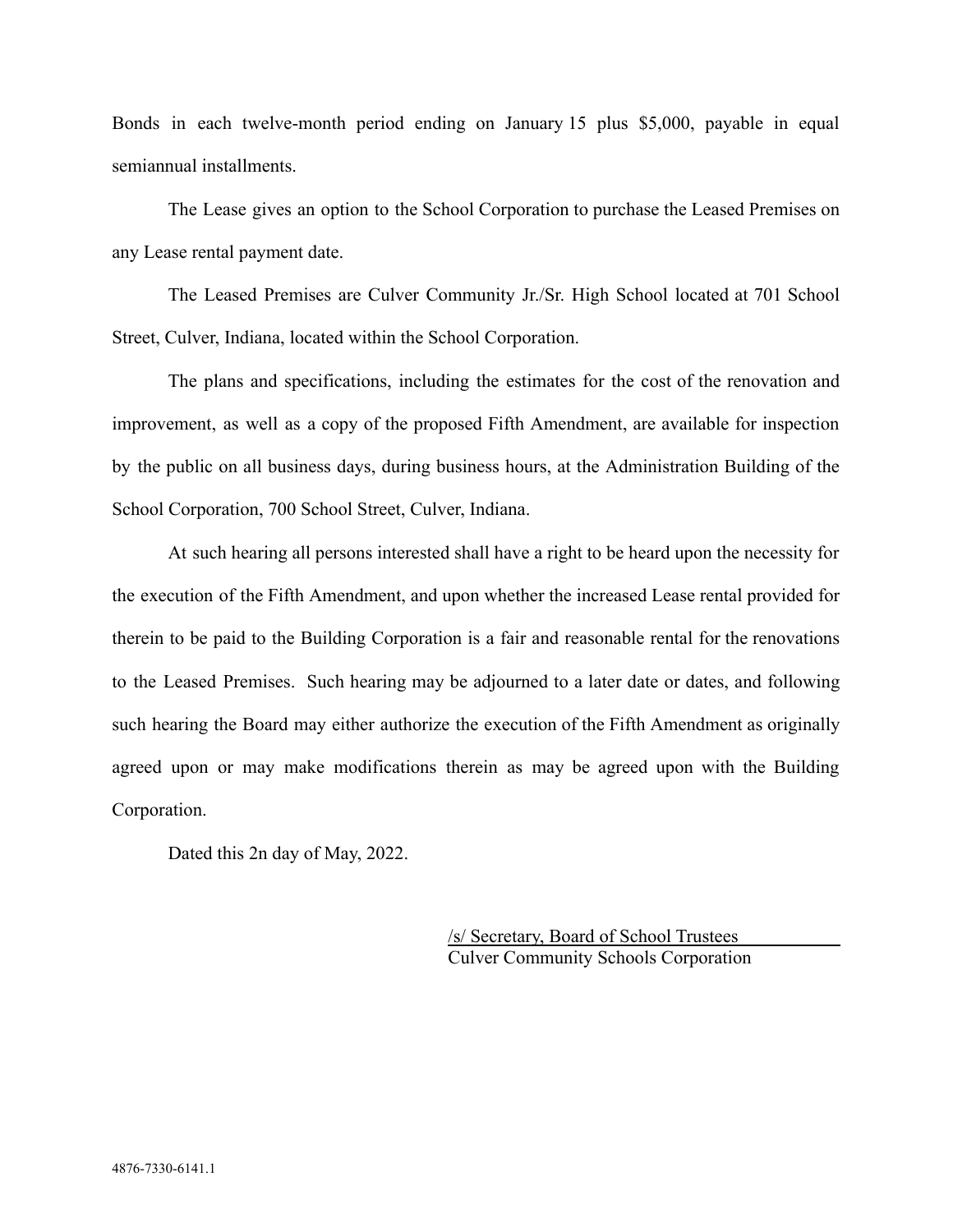Bonds in each twelve-month period ending on January 15 plus $5,000, payable in equal semiannual installments.

The Lease gives an option to the School Corporation to purchase the Leased Premises on any Lease rental payment date.

The Leased Premises are Culver Community Jr./Sr. High School located at 701 School Street, Culver, Indiana, located within the School Corporation.

The plans and specifications, including the estimates for the cost of the renovation and improvement, as well as a copy of the proposed Fifth Amendment, are available for inspection by the public on all business days, during business hours, at the Administration Building of the School Corporation, 700 School Street, Culver, Indiana.

At such hearing all persons interested shall have a right to be heard upon the necessity for the execution of the Fifth Amendment, and upon whether the increased Lease rental provided for therein to be paid to the Building Corporation is a fair and reasonable rental for the renovations to the Leased Premises. Such hearing may be adjourned to a later date or dates, and following such hearing the Board may either authorize the execution of the Fifth Amendment as originally agreed upon or may make modifications therein as may be agreed upon with the Building Corporation.

Dated this 2n day of May, 2022.

/s/ Secretary, Board of School Trustees
Culver Community Schools Corporation

4876-7330-6141.1